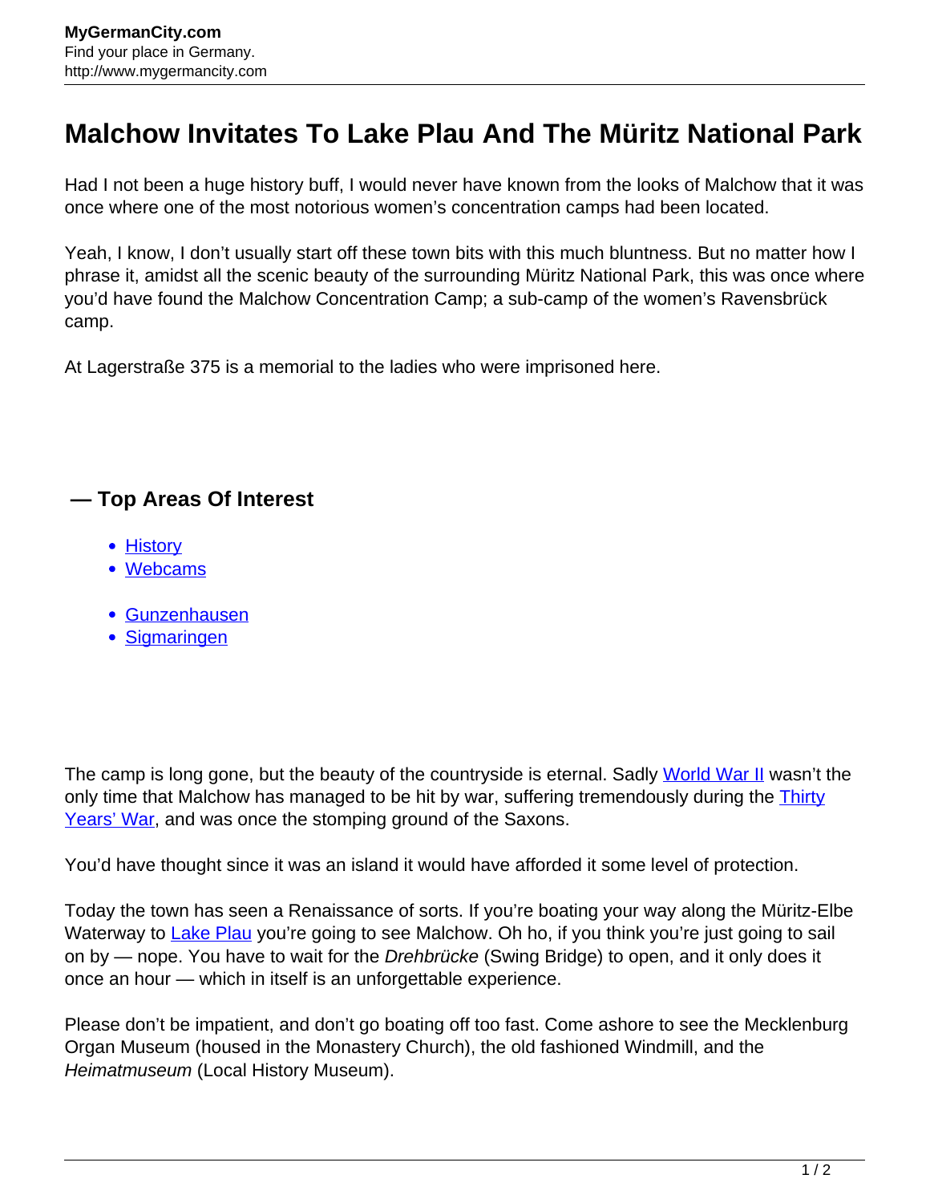# Malchow Invitates To Lake Plau And The Müritz National Park

Had I not been a huge history buff, I would never have known from the looks of Malchow that it was once where one of the most notorious women's concentration camps had been located.

Yeah, I know, I don't usually start off these town bits with this much bluntness. But no matter how I phrase it, amidst all the scenic beauty of the surrounding Müritz National Park, this was once where you'd have found the Malchow Concentration Camp; a sub-camp of the women's Ravensbrück camp.

At Lagerstraße 375 is a memorial to the ladies who were imprisoned here.

### — Top Areas Of Interest

- History
- Webcams

- Gunzenhausen
- Sigmaringen

The camp is long gone, but the beauty of the countryside is eternal. Sadly World War II wasn't the only time that Malchow has managed to be hit by war, suffering tremendously during the Thirty Years' War, and was once the stomping ground of the Saxons.

You'd have thought since it was an island it would have afforded it some level of protection.

Today the town has seen a Renaissance of sorts. If you're boating your way along the Müritz-Elbe Waterway to Lake Plau you're going to see Malchow. Oh ho, if you think you're just going to sail on by — nope. You have to wait for the *Drehbrücke* (Swing Bridge) to open, and it only does it once an hour — which in itself is an unforgettable experience.

Please don't be impatient, and don't go boating off too fast. Come ashore to see the Mecklenburg Organ Museum (housed in the Monastery Church), the old fashioned Windmill, and the *Heimatmuseum* (Local History Museum).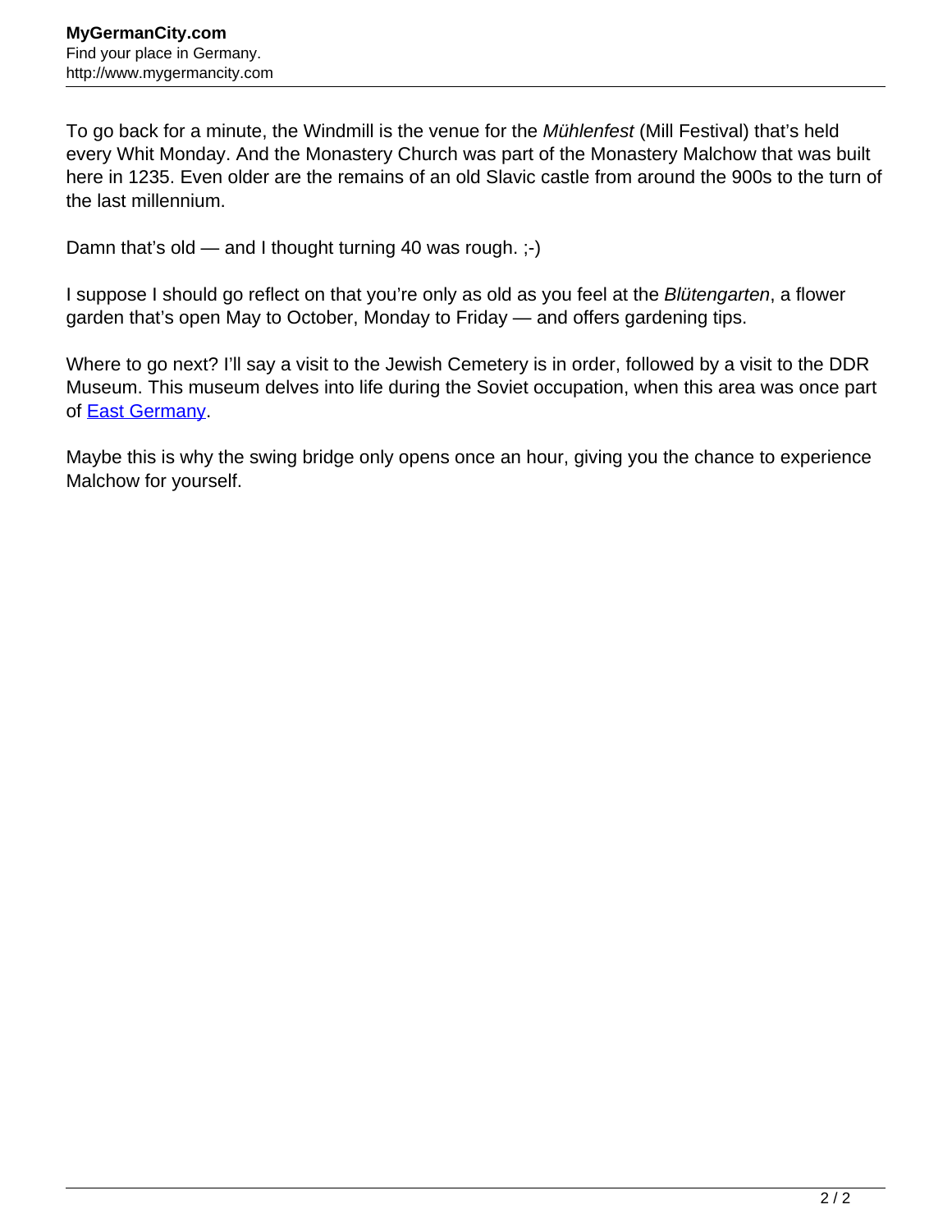To go back for a minute, the Windmill is the venue for the *Mühlenfest* (Mill Festival) that's held every Whit Monday. And the Monastery Church was part of the Monastery Malchow that was built here in 1235. Even older are the remains of an old Slavic castle from around the 900s to the turn of the last millennium.

Damn that's old — and I thought turning 40 was rough. ;-)

I suppose I should go reflect on that you're only as old as you feel at the *Blütengarten*, a flower garden that's open May to October, Monday to Friday — and offers gardening tips.

Where to go next? I'll say a visit to the Jewish Cemetery is in order, followed by a visit to the DDR Museum. This museum delves into life during the Soviet occupation, when this area was once part of East Germany.

Maybe this is why the swing bridge only opens once an hour, giving you the chance to experience Malchow for yourself.